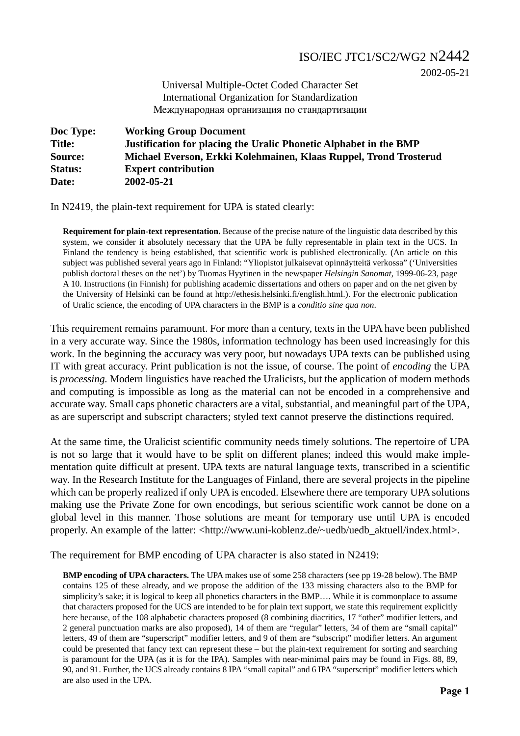ISO/IEC JTC1/SC2/WG2 N2442
2002-05-21

Universal Multiple-Octet Coded Character Set
International Organization for Standardization
Международная организация по стандартизации

| | |
|---|---|
| **Doc Type:** | **Working Group Document** |
| **Title:** | **Justification for placing the Uralic Phonetic Alphabet in the BMP** |
| **Source:** | **Michael Everson, Erkki Kolehmainen, Klaas Ruppel, Trond Trosterud** |
| **Status:** | **Expert contribution** |
| **Date:** | **2002-05-21** |

In N2419, the plain-text requirement for UPA is stated clearly:

> **Requirement for plain-text representation.** Because of the precise nature of the linguistic data described by this system, we consider it absolutely necessary that the UPA be fully representable in plain text in the UCS. In Finland the tendency is being established, that scientific work is published electronically. (An article on this subject was published several years ago in Finland: "Yliopistot julkaisevat opinnäytteitä verkossa" ('Universities publish doctoral theses on the net') by Tuomas Hyytinen in the newspaper *Helsingin Sanomat*, 1999-06-23, page A 10. Instructions (in Finnish) for publishing academic dissertations and others on paper and on the net given by the University of Helsinki can be found at http://ethesis.helsinki.fi/english.html.). For the electronic publication of Uralic science, the encoding of UPA characters in the BMP is a *conditio sine qua non*.

This requirement remains paramount. For more than a century, texts in the UPA have been published in a very accurate way. Since the 1980s, information technology has been used increasingly for this work. In the beginning the accuracy was very poor, but nowadays UPA texts can be published using IT with great accuracy. Print publication is not the issue, of course. The point of *encoding* the UPA is *processing.* Modern linguistics have reached the Uralicists, but the application of modern methods and computing is impossible as long as the material can not be encoded in a comprehensive and accurate way. Small caps phonetic characters are a vital, substantial, and meaningful part of the UPA, as are superscript and subscript characters; styled text cannot preserve the distinctions required.

At the same time, the Uralicist scientific community needs timely solutions. The repertoire of UPA is not so large that it would have to be split on different planes; indeed this would make implementation quite difficult at present. UPA texts are natural language texts, transcribed in a scientific way. In the Research Institute for the Languages of Finland, there are several projects in the pipeline which can be properly realized if only UPA is encoded. Elsewhere there are temporary UPA solutions making use the Private Zone for own encodings, but serious scientific work cannot be done on a global level in this manner. Those solutions are meant for temporary use until UPA is encoded properly. An example of the latter: <http://www.uni-koblenz.de/~uedb/uedb_aktuell/index.html>.

The requirement for BMP encoding of UPA character is also stated in N2419:

> **BMP encoding of UPA characters.** The UPA makes use of some 258 characters (see pp 19-28 below). The BMP contains 125 of these already, and we propose the addition of the 133 missing characters also to the BMP for simplicity's sake; it is logical to keep all phonetics characters in the BMP…. While it is commonplace to assume that characters proposed for the UCS are intended to be for plain text support, we state this requirement explicitly here because, of the 108 alphabetic characters proposed (8 combining diacritics, 17 "other" modifier letters, and 2 general punctuation marks are also proposed), 14 of them are "regular" letters, 34 of them are "small capital" letters, 49 of them are "superscript" modifier letters, and 9 of them are "subscript" modifier letters. An argument could be presented that fancy text can represent these – but the plain-text requirement for sorting and searching is paramount for the UPA (as it is for the IPA). Samples with near-minimal pairs may be found in Figs. 88, 89, 90, and 91. Further, the UCS already contains 8 IPA "small capital" and 6 IPA "superscript" modifier letters which are also used in the UPA.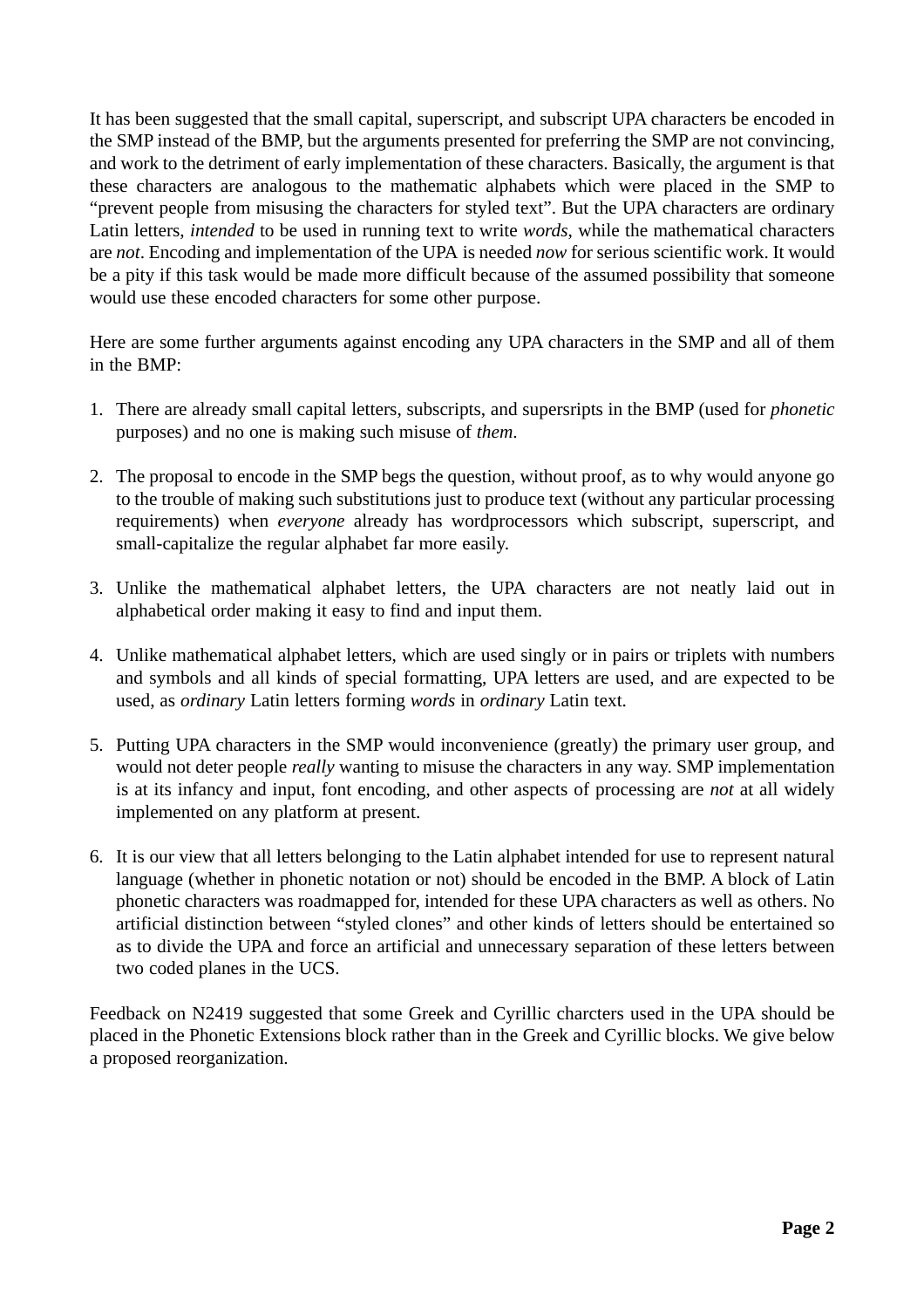It has been suggested that the small capital, superscript, and subscript UPA characters be encoded in the SMP instead of the BMP, but the arguments presented for preferring the SMP are not convincing, and work to the detriment of early implementation of these characters. Basically, the argument is that these characters are analogous to the mathematic alphabets which were placed in the SMP to "prevent people from misusing the characters for styled text". But the UPA characters are ordinary Latin letters, *intended* to be used in running text to write *words*, while the mathematical characters are *not*. Encoding and implementation of the UPA is needed *now* for serious scientific work. It would be a pity if this task would be made more difficult because of the assumed possibility that someone would use these encoded characters for some other purpose.

Here are some further arguments against encoding any UPA characters in the SMP and all of them in the BMP:

1. There are already small capital letters, subscripts, and supersripts in the BMP (used for *phonetic* purposes) and no one is making such misuse of *them*.

2. The proposal to encode in the SMP begs the question, without proof, as to why would anyone go to the trouble of making such substitutions just to produce text (without any particular processing requirements) when *everyone* already has wordprocessors which subscript, superscript, and small-capitalize the regular alphabet far more easily.

3. Unlike the mathematical alphabet letters, the UPA characters are not neatly laid out in alphabetical order making it easy to find and input them.

4. Unlike mathematical alphabet letters, which are used singly or in pairs or triplets with numbers and symbols and all kinds of special formatting, UPA letters are used, and are expected to be used, as *ordinary* Latin letters forming *words* in *ordinary* Latin text.

5. Putting UPA characters in the SMP would inconvenience (greatly) the primary user group, and would not deter people *really* wanting to misuse the characters in any way. SMP implementation is at its infancy and input, font encoding, and other aspects of processing are *not* at all widely implemented on any platform at present.

6. It is our view that all letters belonging to the Latin alphabet intended for use to represent natural language (whether in phonetic notation or not) should be encoded in the BMP. A block of Latin phonetic characters was roadmapped for, intended for these UPA characters as well as others. No artificial distinction between "styled clones" and other kinds of letters should be entertained so as to divide the UPA and force an artificial and unnecessary separation of these letters between two coded planes in the UCS.

Feedback on N2419 suggested that some Greek and Cyrillic charcters used in the UPA should be placed in the Phonetic Extensions block rather than in the Greek and Cyrillic blocks. We give below a proposed reorganization.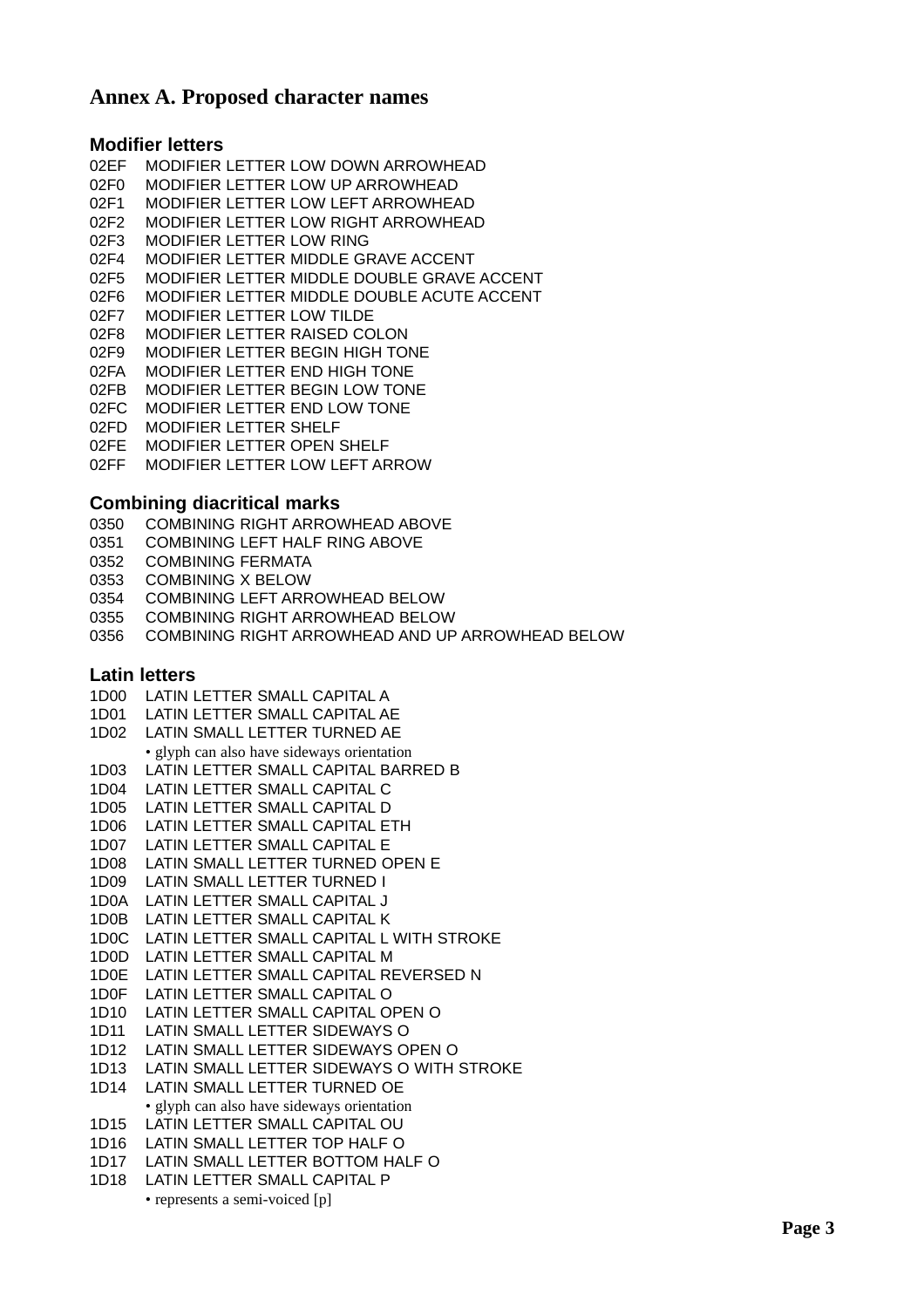## Annex A. Proposed character names

### Modifier letters

02EF MODIFIER LETTER LOW DOWN ARROWHEAD
02F0 MODIFIER LETTER LOW UP ARROWHEAD
02F1 MODIFIER LETTER LOW LEFT ARROWHEAD
02F2 MODIFIER LETTER LOW RIGHT ARROWHEAD
02F3 MODIFIER LETTER LOW RING
02F4 MODIFIER LETTER MIDDLE GRAVE ACCENT
02F5 MODIFIER LETTER MIDDLE DOUBLE GRAVE ACCENT
02F6 MODIFIER LETTER MIDDLE DOUBLE ACUTE ACCENT
02F7 MODIFIER LETTER LOW TILDE
02F8 MODIFIER LETTER RAISED COLON
02F9 MODIFIER LETTER BEGIN HIGH TONE
02FA MODIFIER LETTER END HIGH TONE
02FB MODIFIER LETTER BEGIN LOW TONE
02FC MODIFIER LETTER END LOW TONE
02FD MODIFIER LETTER SHELF
02FE MODIFIER LETTER OPEN SHELF
02FF MODIFIER LETTER LOW LEFT ARROW

### Combining diacritical marks

0350 COMBINING RIGHT ARROWHEAD ABOVE
0351 COMBINING LEFT HALF RING ABOVE
0352 COMBINING FERMATA
0353 COMBINING X BELOW
0354 COMBINING LEFT ARROWHEAD BELOW
0355 COMBINING RIGHT ARROWHEAD BELOW
0356 COMBINING RIGHT ARROWHEAD AND UP ARROWHEAD BELOW

### Latin letters

1D00 LATIN LETTER SMALL CAPITAL A
1D01 LATIN LETTER SMALL CAPITAL AE
1D02 LATIN SMALL LETTER TURNED AE
- glyph can also have sideways orientation

1D03 LATIN LETTER SMALL CAPITAL BARRED B
1D04 LATIN LETTER SMALL CAPITAL C
1D05 LATIN LETTER SMALL CAPITAL D
1D06 LATIN LETTER SMALL CAPITAL ETH
1D07 LATIN LETTER SMALL CAPITAL E
1D08 LATIN SMALL LETTER TURNED OPEN E
1D09 LATIN SMALL LETTER TURNED I
1D0A LATIN LETTER SMALL CAPITAL J
1D0B LATIN LETTER SMALL CAPITAL K
1D0C LATIN LETTER SMALL CAPITAL L WITH STROKE
1D0D LATIN LETTER SMALL CAPITAL M
1D0E LATIN LETTER SMALL CAPITAL REVERSED N
1D0F LATIN LETTER SMALL CAPITAL O
1D10 LATIN LETTER SMALL CAPITAL OPEN O
1D11 LATIN SMALL LETTER SIDEWAYS O
1D12 LATIN SMALL LETTER SIDEWAYS OPEN O
1D13 LATIN SMALL LETTER SIDEWAYS O WITH STROKE
1D14 LATIN SMALL LETTER TURNED OE
- glyph can also have sideways orientation

1D15 LATIN LETTER SMALL CAPITAL OU
1D16 LATIN SMALL LETTER TOP HALF O
1D17 LATIN SMALL LETTER BOTTOM HALF O
1D18 LATIN LETTER SMALL CAPITAL P
- represents a semi-voiced [p]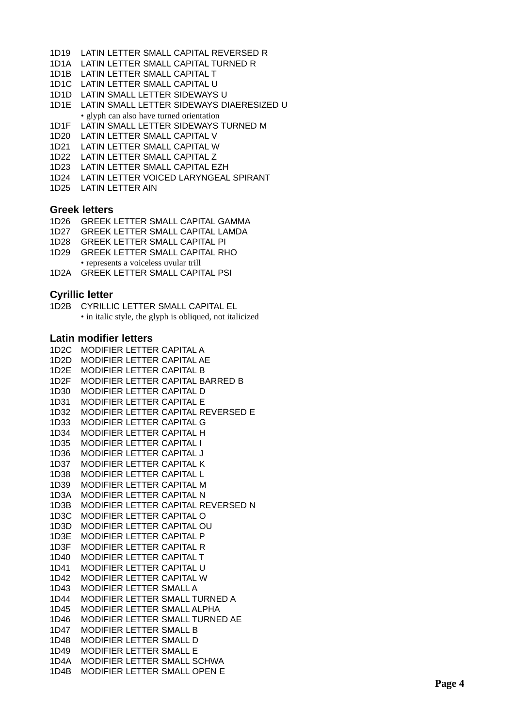1D19 LATIN LETTER SMALL CAPITAL REVERSED R
1D1A LATIN LETTER SMALL CAPITAL TURNED R
1D1B LATIN LETTER SMALL CAPITAL T
1D1C LATIN LETTER SMALL CAPITAL U
1D1D LATIN SMALL LETTER SIDEWAYS U
1D1E LATIN SMALL LETTER SIDEWAYS DIAERESIZED U
- glyph can also have turned orientation

1D1F LATIN SMALL LETTER SIDEWAYS TURNED M
1D20 LATIN LETTER SMALL CAPITAL V
1D21 LATIN LETTER SMALL CAPITAL W
1D22 LATIN LETTER SMALL CAPITAL Z
1D23 LATIN LETTER SMALL CAPITAL EZH
1D24 LATIN LETTER VOICED LARYNGEAL SPIRANT
1D25 LATIN LETTER AIN

### Greek letters

1D26 GREEK LETTER SMALL CAPITAL GAMMA
1D27 GREEK LETTER SMALL CAPITAL LAMDA
1D28 GREEK LETTER SMALL CAPITAL PI
1D29 GREEK LETTER SMALL CAPITAL RHO
- represents a voiceless uvular trill

1D2A GREEK LETTER SMALL CAPITAL PSI

### Cyrillic letter

1D2B CYRILLIC LETTER SMALL CAPITAL EL
- in italic style, the glyph is obliqued, not italicized

### Latin modifier letters

1D2C MODIFIER LETTER CAPITAL A
1D2D MODIFIER LETTER CAPITAL AE
1D2E MODIFIER LETTER CAPITAL B
1D2F MODIFIER LETTER CAPITAL BARRED B
1D30 MODIFIER LETTER CAPITAL D
1D31 MODIFIER LETTER CAPITAL E
1D32 MODIFIER LETTER CAPITAL REVERSED E
1D33 MODIFIER LETTER CAPITAL G
1D34 MODIFIER LETTER CAPITAL H
1D35 MODIFIER LETTER CAPITAL I
1D36 MODIFIER LETTER CAPITAL J
1D37 MODIFIER LETTER CAPITAL K
1D38 MODIFIER LETTER CAPITAL L
1D39 MODIFIER LETTER CAPITAL M
1D3A MODIFIER LETTER CAPITAL N
1D3B MODIFIER LETTER CAPITAL REVERSED N
1D3C MODIFIER LETTER CAPITAL O
1D3D MODIFIER LETTER CAPITAL OU
1D3E MODIFIER LETTER CAPITAL P
1D3F MODIFIER LETTER CAPITAL R
1D40 MODIFIER LETTER CAPITAL T
1D41 MODIFIER LETTER CAPITAL U
1D42 MODIFIER LETTER CAPITAL W
1D43 MODIFIER LETTER SMALL A
1D44 MODIFIER LETTER SMALL TURNED A
1D45 MODIFIER LETTER SMALL ALPHA
1D46 MODIFIER LETTER SMALL TURNED AE
1D47 MODIFIER LETTER SMALL B
1D48 MODIFIER LETTER SMALL D
1D49 MODIFIER LETTER SMALL E
1D4A MODIFIER LETTER SMALL SCHWA
1D4B MODIFIER LETTER SMALL OPEN E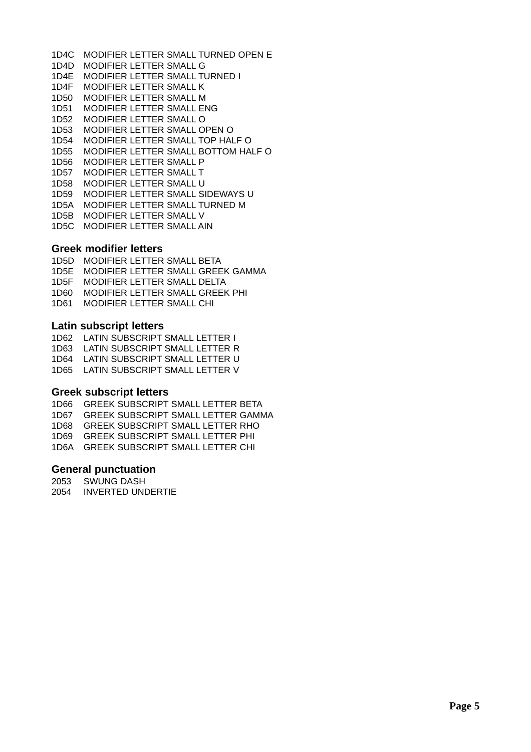1D4C MODIFIER LETTER SMALL TURNED OPEN E
1D4D MODIFIER LETTER SMALL G
1D4E MODIFIER LETTER SMALL TURNED I
1D4F MODIFIER LETTER SMALL K
1D50 MODIFIER LETTER SMALL M
1D51 MODIFIER LETTER SMALL ENG
1D52 MODIFIER LETTER SMALL O
1D53 MODIFIER LETTER SMALL OPEN O
1D54 MODIFIER LETTER SMALL TOP HALF O
1D55 MODIFIER LETTER SMALL BOTTOM HALF O
1D56 MODIFIER LETTER SMALL P
1D57 MODIFIER LETTER SMALL T
1D58 MODIFIER LETTER SMALL U
1D59 MODIFIER LETTER SMALL SIDEWAYS U
1D5A MODIFIER LETTER SMALL TURNED M
1D5B MODIFIER LETTER SMALL V
1D5C MODIFIER LETTER SMALL AIN

### Greek modifier letters

1D5D MODIFIER LETTER SMALL BETA
1D5E MODIFIER LETTER SMALL GREEK GAMMA
1D5F MODIFIER LETTER SMALL DELTA
1D60 MODIFIER LETTER SMALL GREEK PHI
1D61 MODIFIER LETTER SMALL CHI

### Latin subscript letters

1D62 LATIN SUBSCRIPT SMALL LETTER I
1D63 LATIN SUBSCRIPT SMALL LETTER R
1D64 LATIN SUBSCRIPT SMALL LETTER U
1D65 LATIN SUBSCRIPT SMALL LETTER V

### Greek subscript letters

1D66 GREEK SUBSCRIPT SMALL LETTER BETA
1D67 GREEK SUBSCRIPT SMALL LETTER GAMMA
1D68 GREEK SUBSCRIPT SMALL LETTER RHO
1D69 GREEK SUBSCRIPT SMALL LETTER PHI
1D6A GREEK SUBSCRIPT SMALL LETTER CHI

### General punctuation

2053 SWUNG DASH
2054 INVERTED UNDERTIE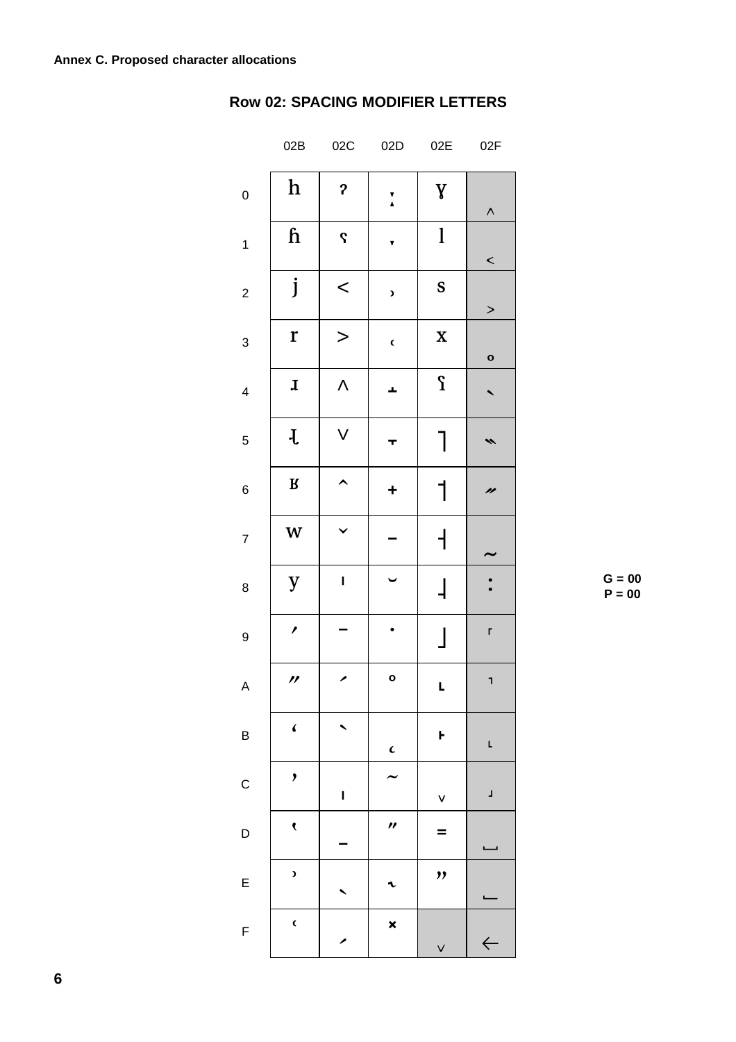Annex C. Proposed character allocations

## Row 02: SPACING MODIFIER LETTERS

| | 02B | 02C | 02D | 02E | 02F |
|---|---|---|---|---|---|
| 0 | ʰ | ˀ | ː | ˠ | ˰ |
| 1 | ʱ | ˁ | ˑ | ˡ | ˱ |
| 2 | ʲ | ˂ | ˒ | ˢ | ˲ |
| 3 | ʳ | ˃ | ˓ | ˣ | ˳ |
| 4 | ʴ | ˄ | ˔ | ˤ | ˴ |
| 5 | ʵ | ˅ | ˕ | ˥ | ˵ |
| 6 | ʶ | ˆ | ˖ | ˦ | ˶ |
| 7 | ʷ | ˇ | ˗ | ˧ | ˷ |
| 8 | ʸ | ˈ | ˘ | ˨ | ˸ |
| 9 | ʹ | ˉ | ˙ | ˩ | ˹ |
| A | ʺ | ˊ | ˚ | ˪ | ˺ |
| B | ʻ | ˋ | ˛ | ˫ | ˻ |
| C | ʼ | ˌ | ˜ | ˬ | ˼ |
| D | ʽ | ˍ | ˝ | ˭ | ˽ |
| E | ʾ | ˎ | ˞ | ˮ | ˾ |
| F | ʿ | ˏ | ˟ | ˯ | ˿ |

G = 00
P = 00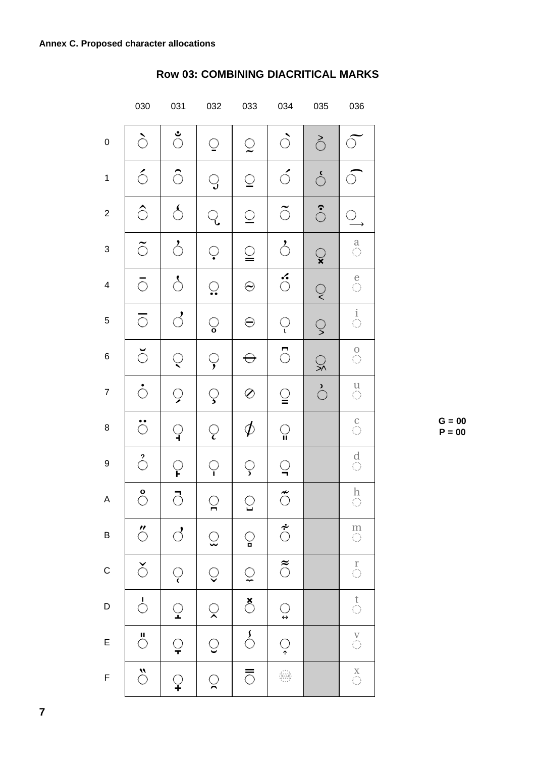**Annex C. Proposed character allocations**

## Row 03: COMBINING DIACRITICAL MARKS

| | 030 | 031 | 032 | 033 | 034 | 035 | 036 |
|---|---|---|---|---|---|---|---|
| 0 | ◌̀ | ◌̐ | ◌̠ | ◌̰ | ◌̀ | ◌͐ | ◌͠ |
| 1 | ◌́ | ◌̑ | ◌̡ | ◌̱ | ◌́ | ◌͑ | ◌͡ |
| 2 | ◌̂ | ◌̒ | ◌̢ | ◌̲ | ◌͂ | ◌͒ | ◌͢ |
| 3 | ◌̃ | ◌̓ | ◌̣ | ◌̳ | ◌̓ | ◌͓ | ◌ͣ |
| 4 | ◌̄ | ◌̔ | ◌̤ | ◌̴ | ◌̈́ | ◌͔ | ◌ͤ |
| 5 | ◌̅ | ◌̕ | ◌̥ | ◌̵ | ◌ͅ | ◌͕ | ◌ͥ |
| 6 | ◌̆ | ◌̖ | ◌̦ | ◌̶ | ◌͆ | ◌͖ | ◌ͦ |
| 7 | ◌̇ | ◌̗ | ◌̧ | ◌̷ | ◌͇ | ◌͗ | ◌ͧ |
| 8 | ◌̈ | ◌̘ | ◌̨ | ◌̸ | ◌͈ | | ◌ͨ |
| 9 | ◌̉ | ◌̙ | ◌̩ | ◌̹ | ◌͉ | | ◌ͩ |
| A | ◌̊ | ◌̚ | ◌̪ | ◌̺ | ◌͊ | | ◌ͪ |
| B | ◌̋ | ◌̛ | ◌̫ | ◌̻ | ◌͋ | | ◌ͫ |
| C | ◌̌ | ◌̜ | ◌̬ | ◌̼ | ◌͌ | | ◌ͬ |
| D | ◌̍ | ◌̝ | ◌̭ | ◌̽ | ◌͍ | | ◌ͭ |
| E | ◌̎ | ◌̞ | ◌̮ | ◌̾ | ◌͎ | | ◌ͮ |
| F | ◌̏ | ◌̟ | ◌̯ | ◌̿ | CGJ | | ◌ͯ |

**G = 00**
**P = 00**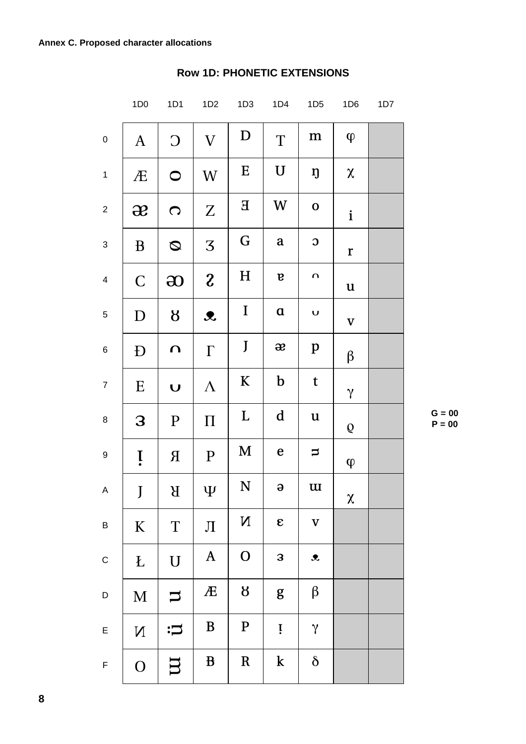Annex C. Proposed character allocations

## Row 1D: PHONETIC EXTENSIONS

| | 1D0 | 1D1 | 1D2 | 1D3 | 1D4 | 1D5 | 1D6 | 1D7 |
|---|---|---|---|---|---|---|---|---|
| 0 | ᴀ | ᴐ | ᴠ | ᴰ | ᵀ | ᵐ | ᵠ | |
| 1 | ᴁ | ᴑ | ᴡ | ᴱ | ᵁ | ᵑ | ᵡ | |
| 2 | ᴂ | ᴒ | ᴢ | ᴲ | ᵂ | ᵒ | ᵢ | |
| 3 | ᴃ | ᴓ | ᴣ | ᴳ | ᵃ | ᵓ | ᵣ | |
| 4 | ᴄ | ᴔ | ᴤ | ᴴ | ᵄ | ᵔ | ᵤ | |
| 5 | ᴅ | ᴕ | ᴥ | ᴵ | ᵅ | ᵕ | ᵥ | |
| 6 | ᴆ | ᴖ | ᴦ | ᴶ | ᵆ | ᵖ | ᵦ | |
| 7 | ᴇ | ᴗ | ᴧ | ᴷ | ᵇ | ᵗ | ᵧ | |
| 8 | ᴈ | ᴘ | ᴨ | ᴸ | ᵈ | ᵘ | ᵨ | |
| 9 | ᴉ | ᴙ | ᴩ | ᴹ | ᵉ | ᵙ | ᵩ | |
| A | ᴊ | ᴚ | ᴪ | ᴺ | ᵊ | ᵚ | ᵪ | |
| B | ᴋ | ᴛ | ᴫ | ᴻ | ᵋ | ᵛ | | |
| C | ᴌ | ᴜ | ᴬ | ᴼ | ᵌ | ᵜ | | |
| D | ᴍ | ᴝ | ᴭ | ᴽ | ᵍ | ᵝ | | |
| E | ᴎ | ᴞ | ᴮ | ᴾ | ᵎ | ᵞ | | |
| F | ᴏ | ᴟ | ᴯ | ᴿ | ᵏ | ᵟ | | |

G = 00
P = 00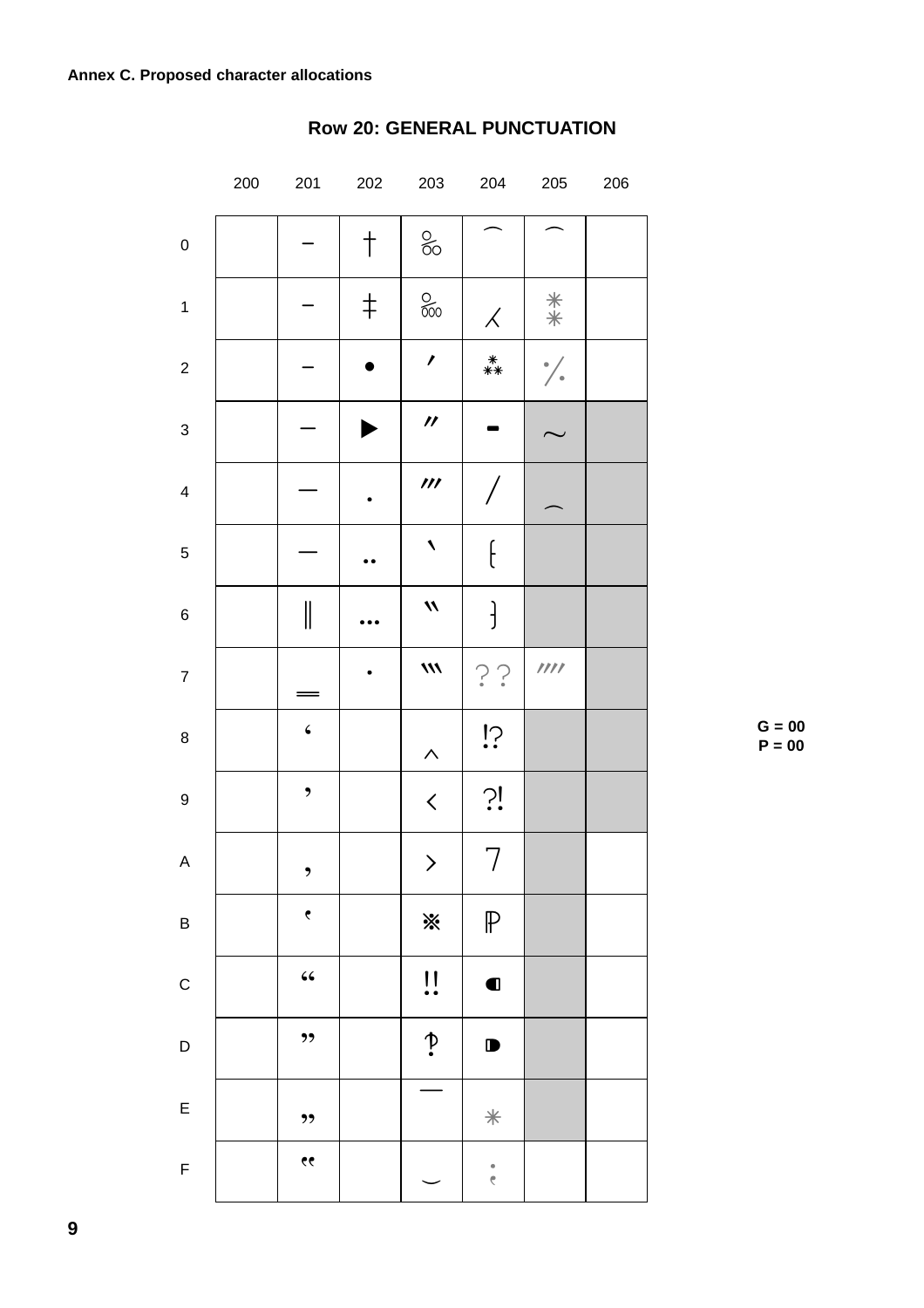**Annex C. Proposed character allocations**

## Row 20: GENERAL PUNCTUATION

| | 200 | 201 | 202 | 203 | 204 | 205 | 206 |
|---|---|---|---|---|---|---|---|
| 0 | | ‐ | † | ‰ | ⁀ | ⁐ | |
| 1 | | ‑ | ‡ | ‱ | ⁁ | ⁑ | |
| 2 | | ‒ | • | ′ | ⁂ | ⁒ | |
| 3 | | – | ‣ | ″ | ⁃ | ⁓ | |
| 4 | | — | ․ | ‴ | ⁄ | ⁔ | |
| 5 | | ― | ‥ | ‵ | ⁅ | | |
| 6 | | ‖ | … | ‶ | ⁆ | | |
| 7 | | ‗ | ‧ | ‷ | ⁇ | ⁗ | |
| 8 | | ‘ | | ‸ | ⁈ | | |
| 9 | | ’ | | ‹ | ⁉ | | |
| A | | ‚ | | › | ⁊ | | |
| B | | ‛ | | ※ | ⁋ | | |
| C | | “ | | ‼ | ⁌ | | |
| D | | ” | | ‽ | ⁍ | | |
| E | | „ | | ‾ | ⁎ | | |
| F | | ‟ | | ‿ | ⁏ | | |

G = 00
P = 00